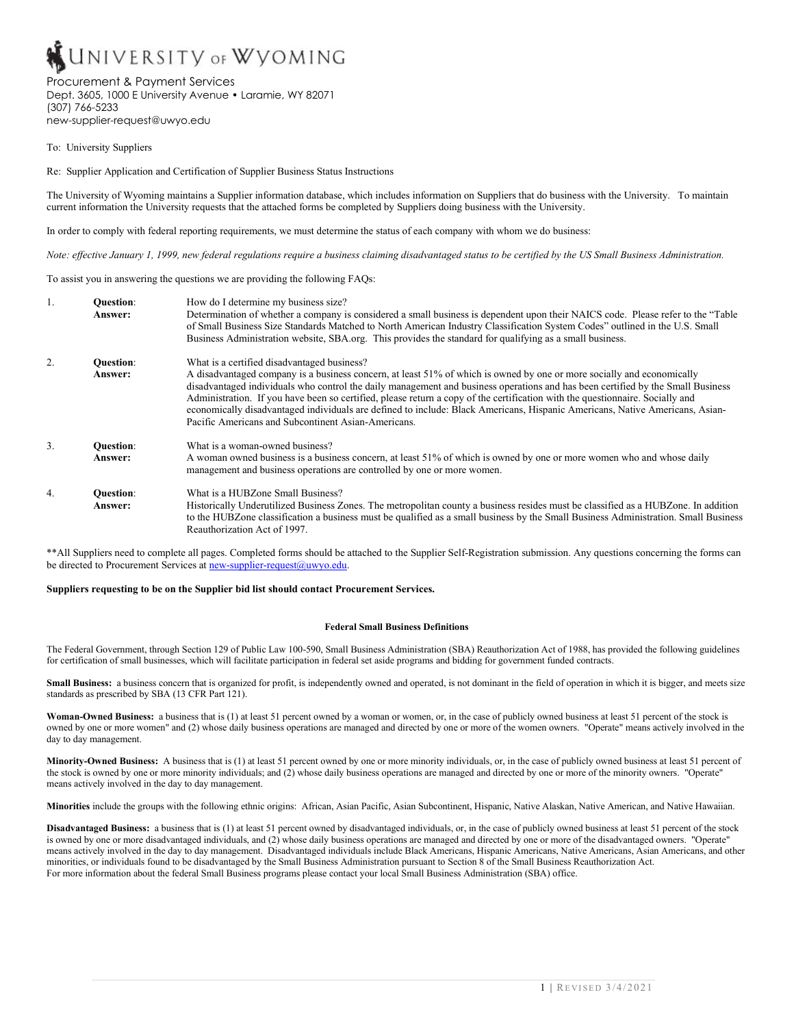# UNIVERSITY OF WYOMING

Procurement & Payment Services
Dept. 3605, 1000 E University Avenue • Laramie, WY 82071
(307) 766-5233
new-supplier-request@uwyo.edu

To: University Suppliers

Re: Supplier Application and Certification of Supplier Business Status Instructions

The University of Wyoming maintains a Supplier information database, which includes information on Suppliers that do business with the University. To maintain current information the University requests that the attached forms be completed by Suppliers doing business with the University.

In order to comply with federal reporting requirements, we must determine the status of each company with whom we do business:

*Note: effective January 1, 1999, new federal regulations require a business claiming disadvantaged status to be certified by the US Small Business Administration.*

To assist you in answering the questions we are providing the following FAQs:

1. **Question**: How do I determine my business size?
   **Answer:** Determination of whether a company is considered a small business is dependent upon their NAICS code. Please refer to the "Table of Small Business Size Standards Matched to North American Industry Classification System Codes" outlined in the U.S. Small Business Administration website, SBA.org. This provides the standard for qualifying as a small business.

2. **Question**: What is a certified disadvantaged business?
   **Answer:** A disadvantaged company is a business concern, at least 51% of which is owned by one or more socially and economically disadvantaged individuals who control the daily management and business operations and has been certified by the Small Business Administration. If you have been so certified, please return a copy of the certification with the questionnaire. Socially and economically disadvantaged individuals are defined to include: Black Americans, Hispanic Americans, Native Americans, Asian-Pacific Americans and Subcontinent Asian-Americans.

3. **Question**: What is a woman-owned business?
   **Answer:** A woman owned business is a business concern, at least 51% of which is owned by one or more women who and whose daily management and business operations are controlled by one or more women.

4. **Question**: What is a HUBZone Small Business?
   **Answer:** Historically Underutilized Business Zones. The metropolitan county a business resides must be classified as a HUBZone. In addition to the HUBZone classification a business must be qualified as a small business by the Small Business Administration. Small Business Reauthorization Act of 1997.

**All Suppliers need to complete all pages. Completed forms should be attached to the Supplier Self-Registration submission. Any questions concerning the forms can be directed to Procurement Services at new-supplier-request@uwyo.edu.

**Suppliers requesting to be on the Supplier bid list should contact Procurement Services.**

## Federal Small Business Definitions

The Federal Government, through Section 129 of Public Law 100-590, Small Business Administration (SBA) Reauthorization Act of 1988, has provided the following guidelines for certification of small businesses, which will facilitate participation in federal set aside programs and bidding for government funded contracts.

**Small Business:** a business concern that is organized for profit, is independently owned and operated, is not dominant in the field of operation in which it is bigger, and meets size standards as prescribed by SBA (13 CFR Part 121).

**Woman-Owned Business:** a business that is (1) at least 51 percent owned by a woman or women, or, in the case of publicly owned business at least 51 percent of the stock is owned by one or more women" and (2) whose daily business operations are managed and directed by one or more of the women owners. "Operate" means actively involved in the day to day management.

**Minority-Owned Business:** A business that is (1) at least 51 percent owned by one or more minority individuals, or, in the case of publicly owned business at least 51 percent of the stock is owned by one or more minority individuals; and (2) whose daily business operations are managed and directed by one or more of the minority owners. "Operate" means actively involved in the day to day management.

**Minorities** include the groups with the following ethnic origins: African, Asian Pacific, Asian Subcontinent, Hispanic, Native Alaskan, Native American, and Native Hawaiian.

**Disadvantaged Business:** a business that is (1) at least 51 percent owned by disadvantaged individuals, or, in the case of publicly owned business at least 51 percent of the stock is owned by one or more disadvantaged individuals, and (2) whose daily business operations are managed and directed by one or more of the disadvantaged owners. "Operate" means actively involved in the day to day management. Disadvantaged individuals include Black Americans, Hispanic Americans, Native Americans, Asian Americans, and other minorities, or individuals found to be disadvantaged by the Small Business Administration pursuant to Section 8 of the Small Business Reauthorization Act.
For more information about the federal Small Business programs please contact your local Small Business Administration (SBA) office.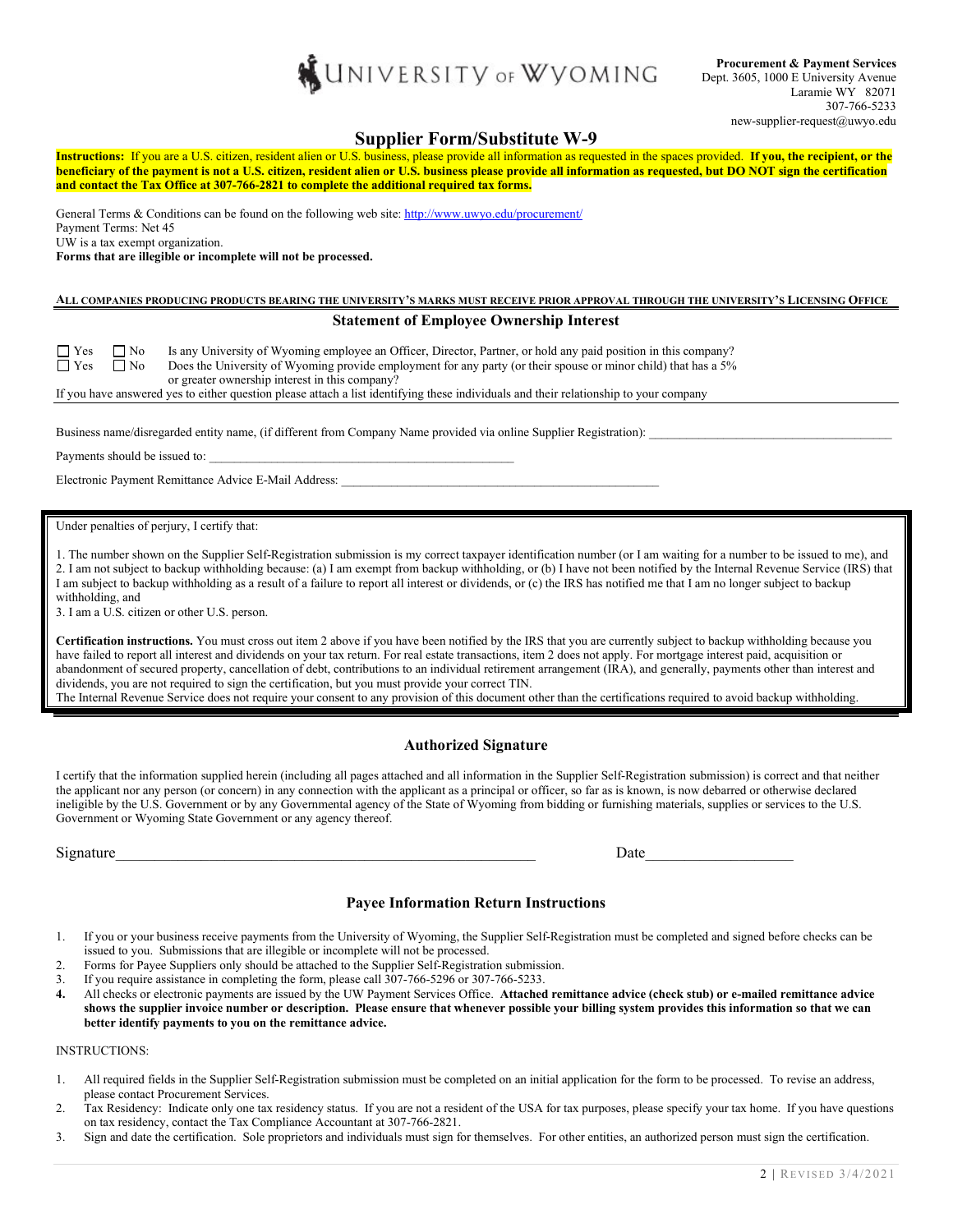UNIVERSITY OF WYOMING

**Procurement & Payment Services**
Dept. 3605, 1000 E University Avenue
Laramie WY 82071
307-766-5233
new-supplier-request@uwyo.edu

# Supplier Form/Substitute W-9

**Instructions:** If you are a U.S. citizen, resident alien or U.S. business, please provide all information as requested in the spaces provided. **If you, the recipient, or the beneficiary of the payment is not a U.S. citizen, resident alien or U.S. business please provide all information as requested, but DO NOT sign the certification and contact the Tax Office at 307-766-2821 to complete the additional required tax forms.**

General Terms & Conditions can be found on the following web site: http://www.uwyo.edu/procurement/
Payment Terms: Net 45
UW is a tax exempt organization.
**Forms that are illegible or incomplete will not be processed.**

**ALL COMPANIES PRODUCING PRODUCTS BEARING THE UNIVERSITY'S MARKS MUST RECEIVE PRIOR APPROVAL THROUGH THE UNIVERSITY'S LICENSING OFFICE**

## Statement of Employee Ownership Interest

☐ Yes ☐ No Is any University of Wyoming employee an Officer, Director, Partner, or hold any paid position in this company?
☐ Yes ☐ No Does the University of Wyoming provide employment for any party (or their spouse or minor child) that has a 5% or greater ownership interest in this company?

If you have answered yes to either question please attach a list identifying these individuals and their relationship to your company

Business name/disregarded entity name, (if different from Company Name provided via online Supplier Registration): ______________________________

Payments should be issued to: ______________________________

Electronic Payment Remittance Advice E-Mail Address: ______________________________

Under penalties of perjury, I certify that:

1. The number shown on the Supplier Self-Registration submission is my correct taxpayer identification number (or I am waiting for a number to be issued to me), and
2. I am not subject to backup withholding because: (a) I am exempt from backup withholding, or (b) I have not been notified by the Internal Revenue Service (IRS) that I am subject to backup withholding as a result of a failure to report all interest or dividends, or (c) the IRS has notified me that I am no longer subject to backup withholding, and
3. I am a U.S. citizen or other U.S. person.

**Certification instructions.** You must cross out item 2 above if you have been notified by the IRS that you are currently subject to backup withholding because you have failed to report all interest and dividends on your tax return. For real estate transactions, item 2 does not apply. For mortgage interest paid, acquisition or abandonment of secured property, cancellation of debt, contributions to an individual retirement arrangement (IRA), and generally, payments other than interest and dividends, you are not required to sign the certification, but you must provide your correct TIN.
The Internal Revenue Service does not require your consent to any provision of this document other than the certifications required to avoid backup withholding.

## Authorized Signature

I certify that the information supplied herein (including all pages attached and all information in the Supplier Self-Registration submission) is correct and that neither the applicant nor any person (or concern) in any connection with the applicant as a principal or officer, so far as is known, is now debarred or otherwise declared ineligible by the U.S. Government or by any Governmental agency of the State of Wyoming from bidding or furnishing materials, supplies or services to the U.S. Government or Wyoming State Government or any agency thereof.

Signature______________________________ Date____________________

## Payee Information Return Instructions

1. If you or your business receive payments from the University of Wyoming, the Supplier Self-Registration must be completed and signed before checks can be issued to you. Submissions that are illegible or incomplete will not be processed.
2. Forms for Payee Suppliers only should be attached to the Supplier Self-Registration submission.
3. If you require assistance in completing the form, please call 307-766-5296 or 307-766-5233.
4. All checks or electronic payments are issued by the UW Payment Services Office. **Attached remittance advice (check stub) or e-mailed remittance advice shows the supplier invoice number or description. Please ensure that whenever possible your billing system provides this information so that we can better identify payments to you on the remittance advice.**

INSTRUCTIONS:

1. All required fields in the Supplier Self-Registration submission must be completed on an initial application for the form to be processed. To revise an address, please contact Procurement Services.
2. Tax Residency: Indicate only one tax residency status. If you are not a resident of the USA for tax purposes, please specify your tax home. If you have questions on tax residency, contact the Tax Compliance Accountant at 307-766-2821.
3. Sign and date the certification. Sole proprietors and individuals must sign for themselves. For other entities, an authorized person must sign the certification.